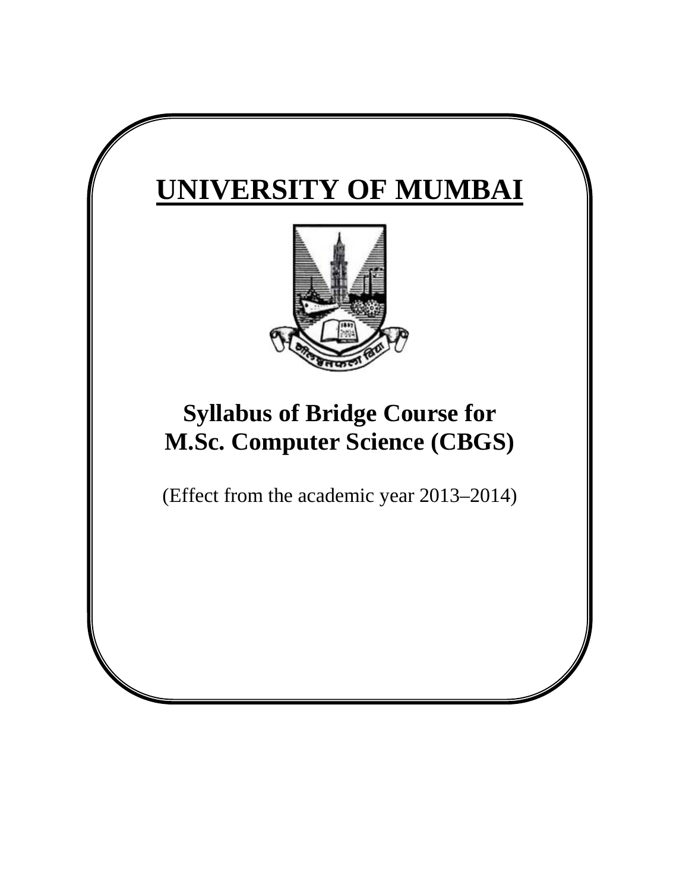# UNIVERSITY OF MUMBAI

## Syllabus of Bridge Course for M.Sc. Computer Science (CBGS)

(Effect from the academic year 2013–2014)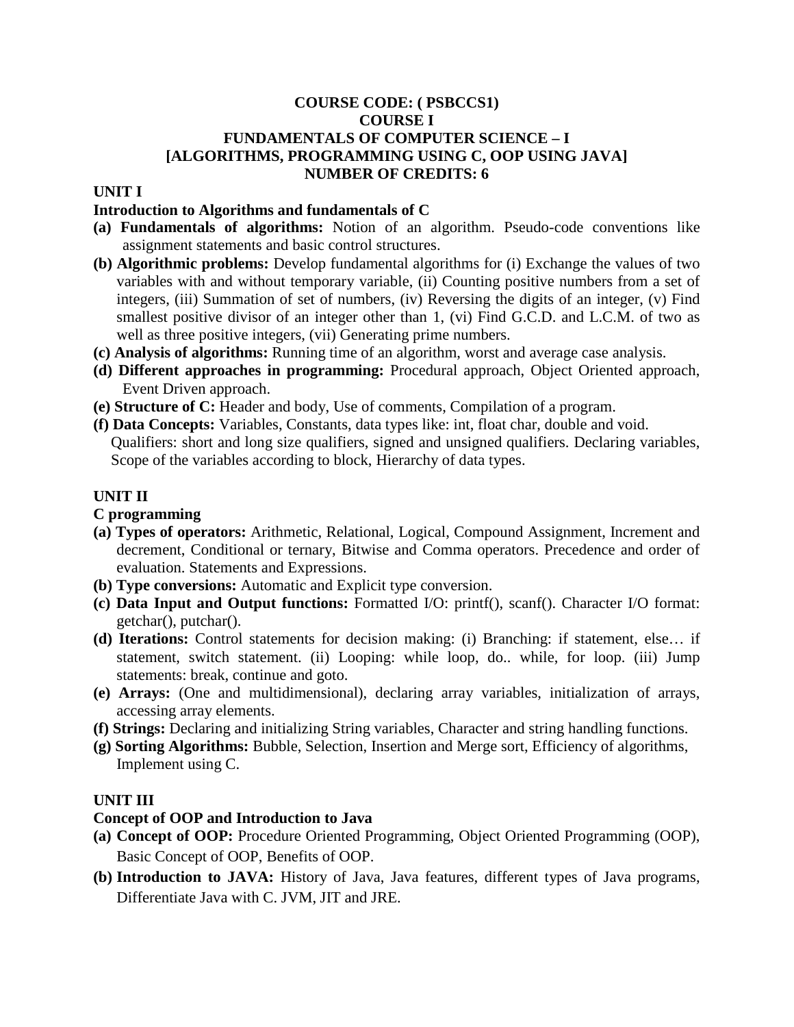**COURSE CODE: ( PSBCCS1)**
**COURSE I**
**FUNDAMENTALS OF COMPUTER SCIENCE – I**
**[ALGORITHMS, PROGRAMMING USING C, OOP USING JAVA]**
**NUMBER OF CREDITS: 6**

**UNIT I**

**Introduction to Algorithms and fundamentals of C**

**(a) Fundamentals of algorithms:** Notion of an algorithm. Pseudo-code conventions like assignment statements and basic control structures.

**(b) Algorithmic problems:** Develop fundamental algorithms for (i) Exchange the values of two variables with and without temporary variable, (ii) Counting positive numbers from a set of integers, (iii) Summation of set of numbers, (iv) Reversing the digits of an integer, (v) Find smallest positive divisor of an integer other than 1, (vi) Find G.C.D. and L.C.M. of two as well as three positive integers, (vii) Generating prime numbers.

**(c) Analysis of algorithms:** Running time of an algorithm, worst and average case analysis.

**(d) Different approaches in programming:** Procedural approach, Object Oriented approach, Event Driven approach.

**(e) Structure of C:** Header and body, Use of comments, Compilation of a program.

**(f) Data Concepts:** Variables, Constants, data types like: int, float char, double and void. Qualifiers: short and long size qualifiers, signed and unsigned qualifiers. Declaring variables, Scope of the variables according to block, Hierarchy of data types.

**UNIT II**

**C programming**

**(a) Types of operators:** Arithmetic, Relational, Logical, Compound Assignment, Increment and decrement, Conditional or ternary, Bitwise and Comma operators. Precedence and order of evaluation. Statements and Expressions.

**(b) Type conversions:** Automatic and Explicit type conversion.

**(c) Data Input and Output functions:** Formatted I/O: printf(), scanf(). Character I/O format: getchar(), putchar().

**(d) Iterations:** Control statements for decision making: (i) Branching: if statement, else… if statement, switch statement. (ii) Looping: while loop, do.. while, for loop. (iii) Jump statements: break, continue and goto.

**(e) Arrays:** (One and multidimensional), declaring array variables, initialization of arrays, accessing array elements.

**(f) Strings:** Declaring and initializing String variables, Character and string handling functions.

**(g) Sorting Algorithms:** Bubble, Selection, Insertion and Merge sort, Efficiency of algorithms, Implement using C.

**UNIT III**

**Concept of OOP and Introduction to Java**

**(a) Concept of OOP:** Procedure Oriented Programming, Object Oriented Programming (OOP), Basic Concept of OOP, Benefits of OOP.

**(b) Introduction to JAVA:** History of Java, Java features, different types of Java programs, Differentiate Java with C. JVM, JIT and JRE.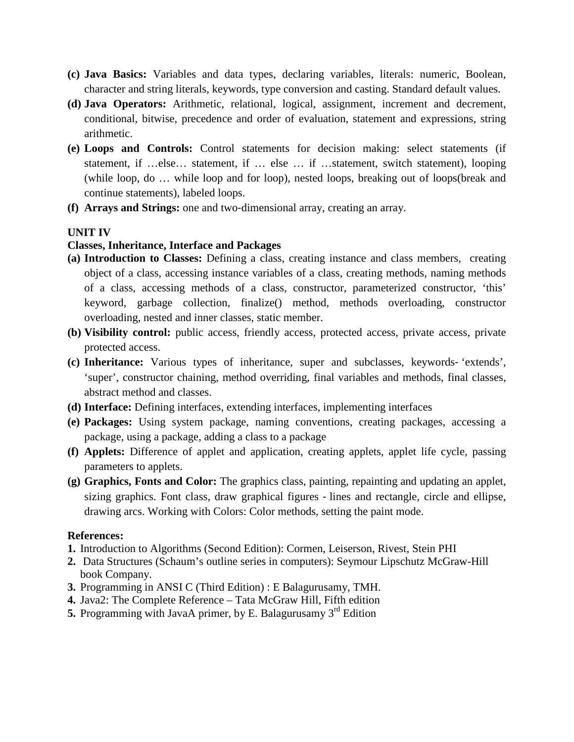- **(c) Java Basics:** Variables and data types, declaring variables, literals: numeric, Boolean, character and string literals, keywords, type conversion and casting. Standard default values.
- **(d) Java Operators:** Arithmetic, relational, logical, assignment, increment and decrement, conditional, bitwise, precedence and order of evaluation, statement and expressions, string arithmetic.
- **(e) Loops and Controls:** Control statements for decision making: select statements (if statement, if …else… statement, if … else … if …statement, switch statement), looping (while loop, do … while loop and for loop), nested loops, breaking out of loops(break and continue statements), labeled loops.
- **(f) Arrays and Strings:** one and two-dimensional array, creating an array.

**UNIT IV**

**Classes, Inheritance, Interface and Packages**

- **(a) Introduction to Classes:** Defining a class, creating instance and class members, creating object of a class, accessing instance variables of a class, creating methods, naming methods of a class, accessing methods of a class, constructor, parameterized constructor, 'this' keyword, garbage collection, finalize() method, methods overloading, constructor overloading, nested and inner classes, static member.
- **(b) Visibility control:** public access, friendly access, protected access, private access, private protected access.
- **(c) Inheritance:** Various types of inheritance, super and subclasses, keywords- 'extends', 'super', constructor chaining, method overriding, final variables and methods, final classes, abstract method and classes.
- **(d) Interface:** Defining interfaces, extending interfaces, implementing interfaces
- **(e) Packages:** Using system package, naming conventions, creating packages, accessing a package, using a package, adding a class to a package
- **(f) Applets:** Difference of applet and application, creating applets, applet life cycle, passing parameters to applets.
- **(g) Graphics, Fonts and Color:** The graphics class, painting, repainting and updating an applet, sizing graphics. Font class, draw graphical figures - lines and rectangle, circle and ellipse, drawing arcs. Working with Colors: Color methods, setting the paint mode.

**References:**

1. Introduction to Algorithms (Second Edition): Cormen, Leiserson, Rivest, Stein PHI
2. Data Structures (Schaum's outline series in computers): Seymour Lipschutz McGraw-Hill book Company.
3. Programming in ANSI C (Third Edition) : E Balagurusamy, TMH.
4. Java2: The Complete Reference – Tata McGraw Hill, Fifth edition
5. Programming with JavaA primer, by E. Balagurusamy 3rd Edition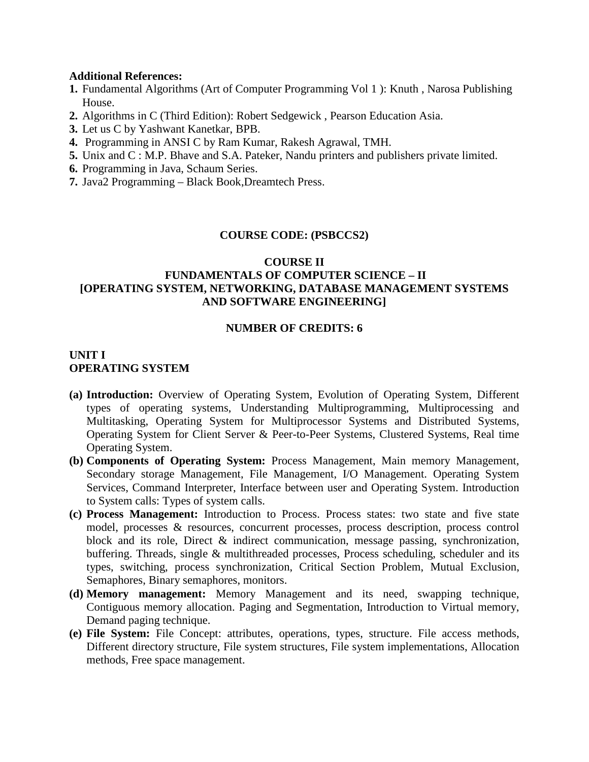**Additional References:**

1. Fundamental Algorithms (Art of Computer Programming Vol 1 ): Knuth , Narosa Publishing House.
2. Algorithms in C (Third Edition): Robert Sedgewick , Pearson Education Asia.
3. Let us C by Yashwant Kanetkar, BPB.
4. Programming in ANSI C by Ram Kumar, Rakesh Agrawal, TMH.
5. Unix and C : M.P. Bhave and S.A. Pateker, Nandu printers and publishers private limited.
6. Programming in Java, Schaum Series.
7. Java2 Programming – Black Book,Dreamtech Press.

**COURSE CODE: (PSBCCS2)**

**COURSE II**
**FUNDAMENTALS OF COMPUTER SCIENCE – II**
**[OPERATING SYSTEM, NETWORKING, DATABASE MANAGEMENT SYSTEMS AND SOFTWARE ENGINEERING]**

**NUMBER OF CREDITS: 6**

**UNIT I**
**OPERATING SYSTEM**

- **(a) Introduction:** Overview of Operating System, Evolution of Operating System, Different types of operating systems, Understanding Multiprogramming, Multiprocessing and Multitasking, Operating System for Multiprocessor Systems and Distributed Systems, Operating System for Client Server & Peer-to-Peer Systems, Clustered Systems, Real time Operating System.
- **(b) Components of Operating System:** Process Management, Main memory Management, Secondary storage Management, File Management, I/O Management. Operating System Services, Command Interpreter, Interface between user and Operating System. Introduction to System calls: Types of system calls.
- **(c) Process Management:** Introduction to Process. Process states: two state and five state model, processes & resources, concurrent processes, process description, process control block and its role, Direct & indirect communication, message passing, synchronization, buffering. Threads, single & multithreaded processes, Process scheduling, scheduler and its types, switching, process synchronization, Critical Section Problem, Mutual Exclusion, Semaphores, Binary semaphores, monitors.
- **(d) Memory management:** Memory Management and its need, swapping technique, Contiguous memory allocation. Paging and Segmentation, Introduction to Virtual memory, Demand paging technique.
- **(e) File System:** File Concept: attributes, operations, types, structure. File access methods, Different directory structure, File system structures, File system implementations, Allocation methods, Free space management.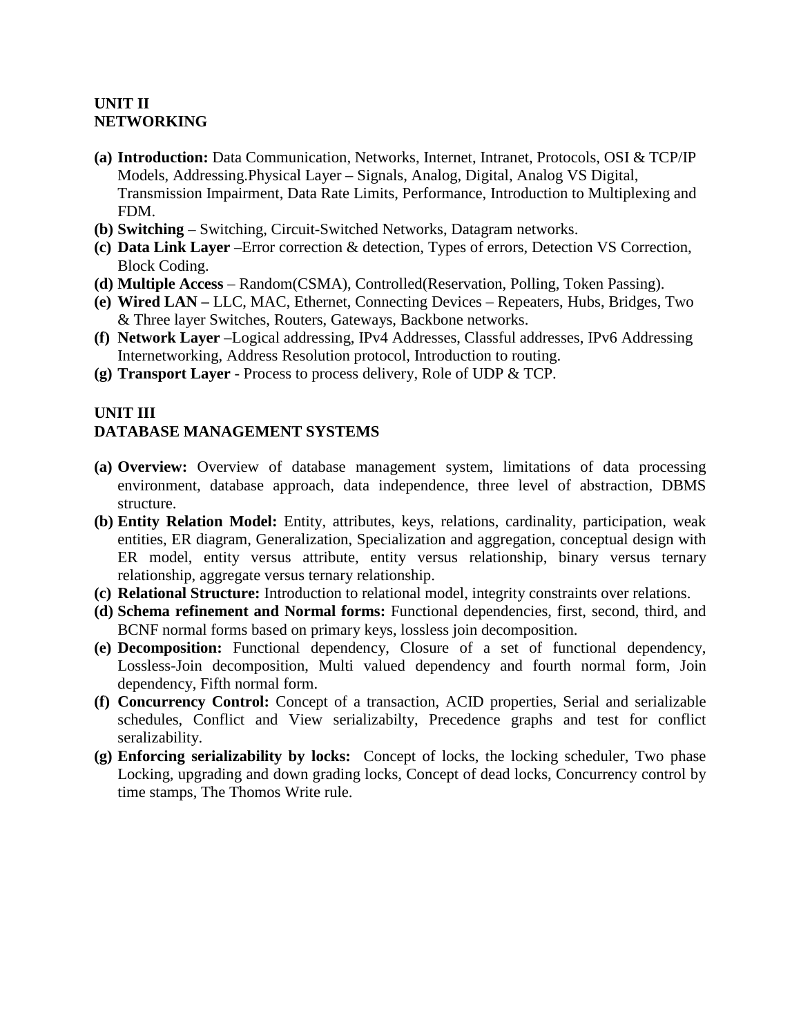## UNIT II
## NETWORKING

- **(a) Introduction:** Data Communication, Networks, Internet, Intranet, Protocols, OSI & TCP/IP Models, Addressing.Physical Layer – Signals, Analog, Digital, Analog VS Digital, Transmission Impairment, Data Rate Limits, Performance, Introduction to Multiplexing and FDM.
- **(b) Switching** – Switching, Circuit-Switched Networks, Datagram networks.
- **(c) Data Link Layer** –Error correction & detection, Types of errors, Detection VS Correction, Block Coding.
- **(d) Multiple Access** – Random(CSMA), Controlled(Reservation, Polling, Token Passing).
- **(e) Wired LAN –** LLC, MAC, Ethernet, Connecting Devices – Repeaters, Hubs, Bridges, Two & Three layer Switches, Routers, Gateways, Backbone networks.
- **(f) Network Layer** –Logical addressing, IPv4 Addresses, Classful addresses, IPv6 Addressing Internetworking, Address Resolution protocol, Introduction to routing.
- **(g) Transport Layer** - Process to process delivery, Role of UDP & TCP.

## UNIT III
## DATABASE MANAGEMENT SYSTEMS

- **(a) Overview:** Overview of database management system, limitations of data processing environment, database approach, data independence, three level of abstraction, DBMS structure.
- **(b) Entity Relation Model:** Entity, attributes, keys, relations, cardinality, participation, weak entities, ER diagram, Generalization, Specialization and aggregation, conceptual design with ER model, entity versus attribute, entity versus relationship, binary versus ternary relationship, aggregate versus ternary relationship.
- **(c) Relational Structure:** Introduction to relational model, integrity constraints over relations.
- **(d) Schema refinement and Normal forms:** Functional dependencies, first, second, third, and BCNF normal forms based on primary keys, lossless join decomposition.
- **(e) Decomposition:** Functional dependency, Closure of a set of functional dependency, Lossless-Join decomposition, Multi valued dependency and fourth normal form, Join dependency, Fifth normal form.
- **(f) Concurrency Control:** Concept of a transaction, ACID properties, Serial and serializable schedules, Conflict and View serializabilty, Precedence graphs and test for conflict seralizability.
- **(g) Enforcing serializability by locks:** Concept of locks, the locking scheduler, Two phase Locking, upgrading and down grading locks, Concept of dead locks, Concurrency control by time stamps, The Thomos Write rule.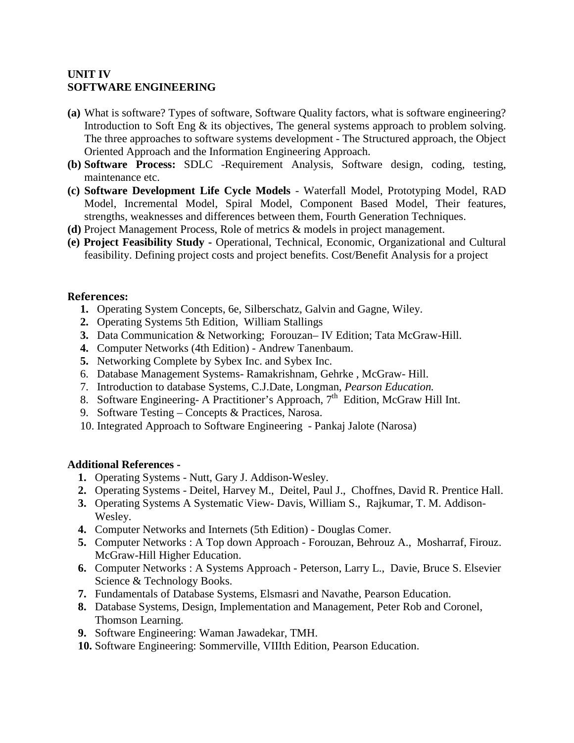**UNIT IV**
**SOFTWARE ENGINEERING**

- **(a)** What is software? Types of software, Software Quality factors, what is software engineering? Introduction to Soft Eng & its objectives, The general systems approach to problem solving. The three approaches to software systems development - The Structured approach, the Object Oriented Approach and the Information Engineering Approach.
- **(b) Software Process:** SDLC -Requirement Analysis, Software design, coding, testing, maintenance etc.
- **(c) Software Development Life Cycle Models** - Waterfall Model, Prototyping Model, RAD Model, Incremental Model, Spiral Model, Component Based Model, Their features, strengths, weaknesses and differences between them, Fourth Generation Techniques.
- **(d)** Project Management Process, Role of metrics & models in project management.
- **(e) Project Feasibility Study** - Operational, Technical, Economic, Organizational and Cultural feasibility. Defining project costs and project benefits. Cost/Benefit Analysis for a project

**References:**

1. Operating System Concepts, 6e, Silberschatz, Galvin and Gagne, Wiley.
2. Operating Systems 5th Edition, William Stallings
3. Data Communication & Networking; Forouzan– IV Edition; Tata McGraw-Hill.
4. Computer Networks (4th Edition) - Andrew Tanenbaum.
5. Networking Complete by Sybex Inc. and Sybex Inc.
6. Database Management Systems- Ramakrishnam, Gehrke , McGraw- Hill.
7. Introduction to database Systems, C.J.Date, Longman, *Pearson Education.*
8. Software Engineering- A Practitioner's Approach, 7th Edition, McGraw Hill Int.
9. Software Testing – Concepts & Practices, Narosa.
10. Integrated Approach to Software Engineering - Pankaj Jalote (Narosa)

**Additional References -**

1. Operating Systems - Nutt, Gary J. Addison-Wesley.
2. Operating Systems - Deitel, Harvey M., Deitel, Paul J., Choffnes, David R. Prentice Hall.
3. Operating Systems A Systematic View- Davis, William S., Rajkumar, T. M. Addison-Wesley.
4. Computer Networks and Internets (5th Edition) - Douglas Comer.
5. Computer Networks : A Top down Approach - Forouzan, Behrouz A., Mosharraf, Firouz. McGraw-Hill Higher Education.
6. Computer Networks : A Systems Approach - Peterson, Larry L., Davie, Bruce S. Elsevier Science & Technology Books.
7. Fundamentals of Database Systems, Elsmasri and Navathe, Pearson Education.
8. Database Systems, Design, Implementation and Management, Peter Rob and Coronel, Thomson Learning.
9. Software Engineering: Waman Jawadekar, TMH.
10. Software Engineering: Sommerville, VIIIth Edition, Pearson Education.